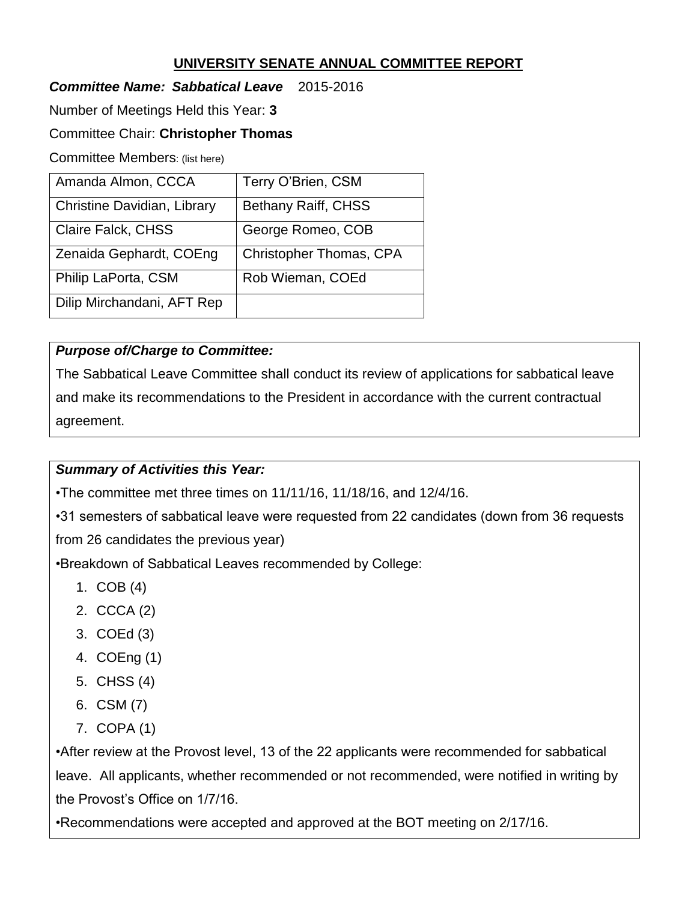# UNIVERSITY SENATE ANNUAL COMMITTEE REPORT

***Committee Name: Sabbatical Leave*** 2015-2016

Number of Meetings Held this Year: **3**

Committee Chair: **Christopher Thomas**

Committee Members: (list here)

| | |
|---|---|
| Amanda Almon, CCCA | Terry O'Brien, CSM |
| Christine Davidian, Library | Bethany Raiff, CHSS |
| Claire Falck, CHSS | George Romeo, COB |
| Zenaida Gephardt, COEng | Christopher Thomas, CPA |
| Philip LaPorta, CSM | Rob Wieman, COEd |
| Dilip Mirchandani, AFT Rep | |

***Purpose of/Charge to Committee:***

The Sabbatical Leave Committee shall conduct its review of applications for sabbatical leave and make its recommendations to the President in accordance with the current contractual agreement.

***Summary of Activities this Year:***

•The committee met three times on 11/11/16, 11/18/16, and 12/4/16.

•31 semesters of sabbatical leave were requested from 22 candidates (down from 36 requests from 26 candidates the previous year)

•Breakdown of Sabbatical Leaves recommended by College:

1. COB (4)
2. CCCA (2)
3. COEd (3)
4. COEng (1)
5. CHSS (4)
6. CSM (7)
7. COPA (1)

•After review at the Provost level, 13 of the 22 applicants were recommended for sabbatical leave. All applicants, whether recommended or not recommended, were notified in writing by the Provost's Office on 1/7/16.

•Recommendations were accepted and approved at the BOT meeting on 2/17/16.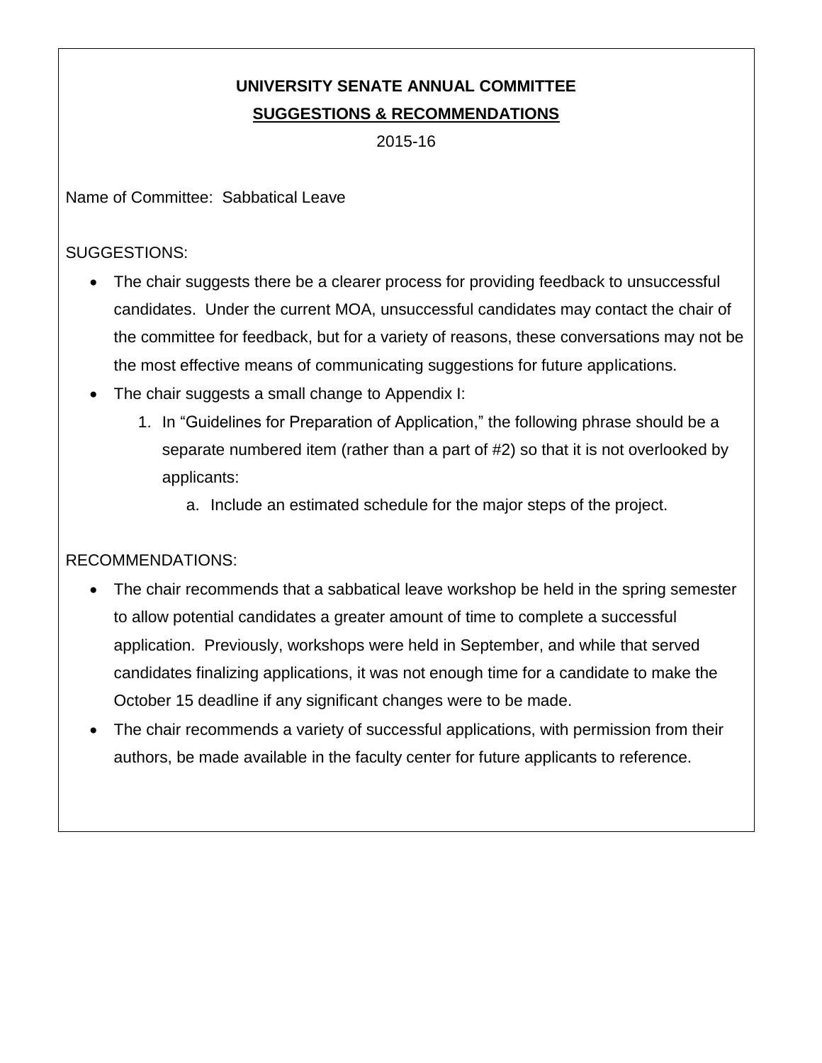**UNIVERSITY SENATE ANNUAL COMMITTEE**

**SUGGESTIONS & RECOMMENDATIONS**

2015-16

Name of Committee: Sabbatical Leave

SUGGESTIONS:

- The chair suggests there be a clearer process for providing feedback to unsuccessful candidates. Under the current MOA, unsuccessful candidates may contact the chair of the committee for feedback, but for a variety of reasons, these conversations may not be the most effective means of communicating suggestions for future applications.
- The chair suggests a small change to Appendix I:
    1. In “Guidelines for Preparation of Application,” the following phrase should be a separate numbered item (rather than a part of #2) so that it is not overlooked by applicants:
        a. Include an estimated schedule for the major steps of the project.

RECOMMENDATIONS:

- The chair recommends that a sabbatical leave workshop be held in the spring semester to allow potential candidates a greater amount of time to complete a successful application. Previously, workshops were held in September, and while that served candidates finalizing applications, it was not enough time for a candidate to make the October 15 deadline if any significant changes were to be made.
- The chair recommends a variety of successful applications, with permission from their authors, be made available in the faculty center for future applicants to reference.